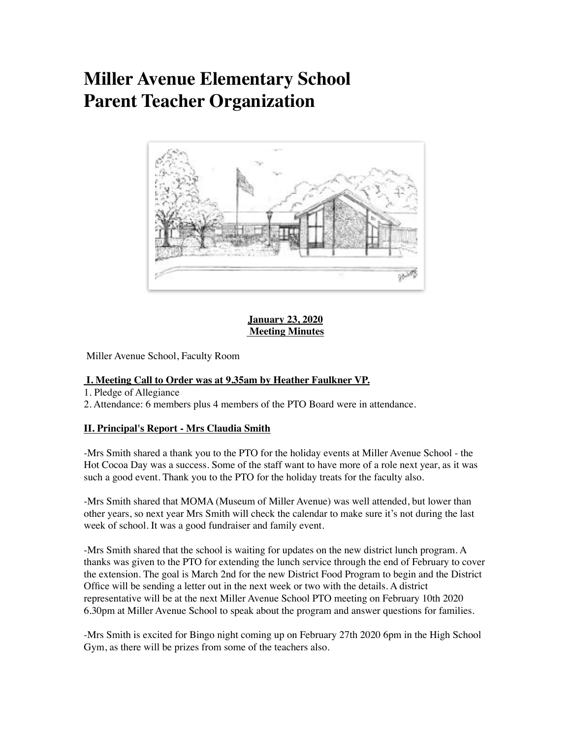# Miller Avenue Elementary School Parent Teacher Organization

**January 23, 2020**
**Meeting Minutes**

Miller Avenue School, Faculty Room

**I. Meeting Call to Order was at 9.35am by Heather Faulkner VP.**

1. Pledge of Allegiance
2. Attendance: 6 members plus 4 members of the PTO Board were in attendance.

**II. Principal's Report - Mrs Claudia Smith**

-Mrs Smith shared a thank you to the PTO for the holiday events at Miller Avenue School - the Hot Cocoa Day was a success. Some of the staff want to have more of a role next year, as it was such a good event. Thank you to the PTO for the holiday treats for the faculty also.

-Mrs Smith shared that MOMA (Museum of Miller Avenue) was well attended, but lower than other years, so next year Mrs Smith will check the calendar to make sure it's not during the last week of school. It was a good fundraiser and family event.

-Mrs Smith shared that the school is waiting for updates on the new district lunch program. A thanks was given to the PTO for extending the lunch service through the end of February to cover the extension. The goal is March 2nd for the new District Food Program to begin and the District Office will be sending a letter out in the next week or two with the details. A district representative will be at the next Miller Avenue School PTO meeting on February 10th 2020 6.30pm at Miller Avenue School to speak about the program and answer questions for families.

-Mrs Smith is excited for Bingo night coming up on February 27th 2020 6pm in the High School Gym, as there will be prizes from some of the teachers also.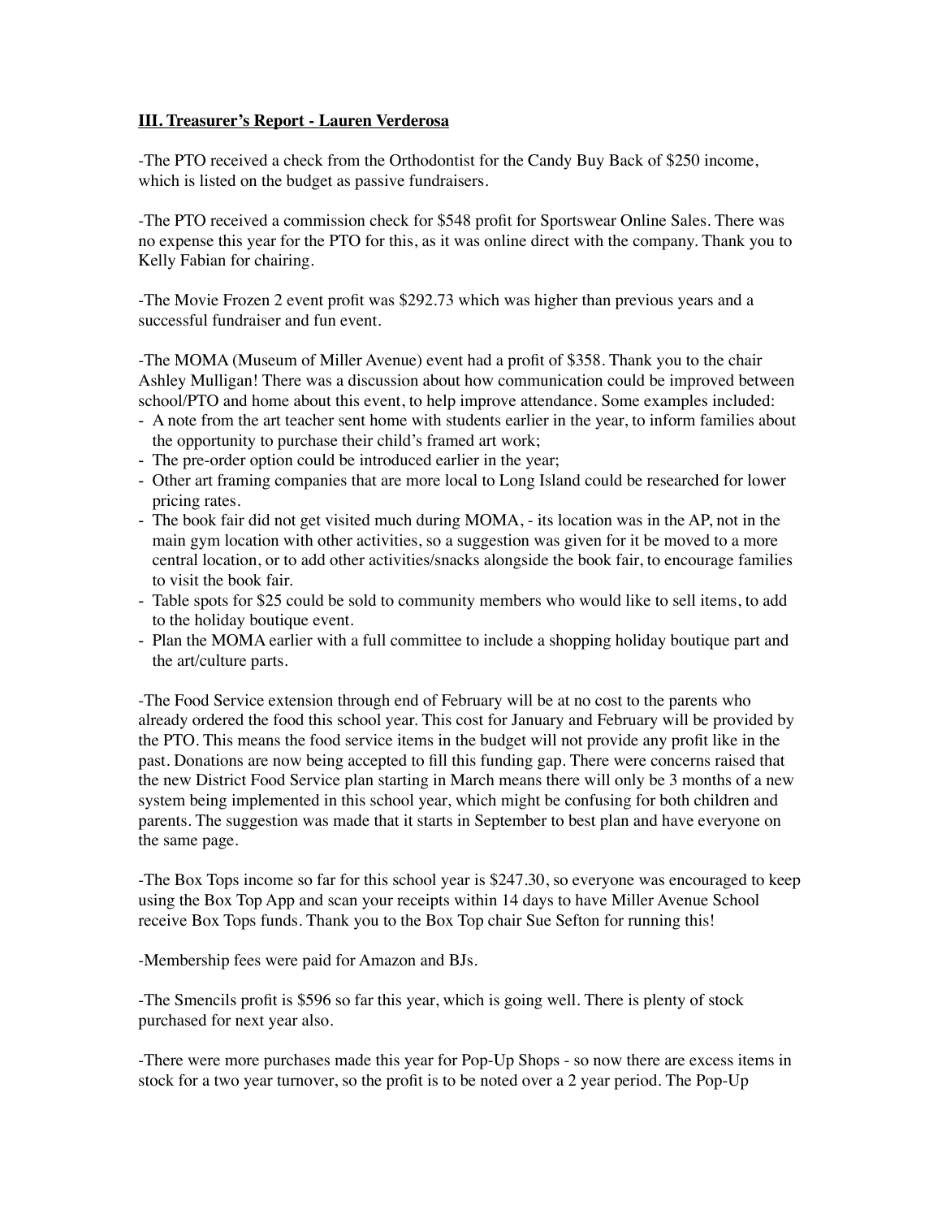**III. Treasurer's Report - Lauren Verderosa**

-The PTO received a check from the Orthodontist for the Candy Buy Back of $250 income, which is listed on the budget as passive fundraisers.

-The PTO received a commission check for $548 profit for Sportswear Online Sales. There was no expense this year for the PTO for this, as it was online direct with the company. Thank you to Kelly Fabian for chairing.

-The Movie Frozen 2 event profit was $292.73 which was higher than previous years and a successful fundraiser and fun event.

-The MOMA (Museum of Miller Avenue) event had a profit of $358. Thank you to the chair Ashley Mulligan! There was a discussion about how communication could be improved between school/PTO and home about this event, to help improve attendance. Some examples included:

- A note from the art teacher sent home with students earlier in the year, to inform families about the opportunity to purchase their child's framed art work;
- The pre-order option could be introduced earlier in the year;
- Other art framing companies that are more local to Long Island could be researched for lower pricing rates.
- The book fair did not get visited much during MOMA, - its location was in the AP, not in the main gym location with other activities, so a suggestion was given for it be moved to a more central location, or to add other activities/snacks alongside the book fair, to encourage families to visit the book fair.
- Table spots for $25 could be sold to community members who would like to sell items, to add to the holiday boutique event.
- Plan the MOMA earlier with a full committee to include a shopping holiday boutique part and the art/culture parts.

-The Food Service extension through end of February will be at no cost to the parents who already ordered the food this school year. This cost for January and February will be provided by the PTO. This means the food service items in the budget will not provide any profit like in the past. Donations are now being accepted to fill this funding gap. There were concerns raised that the new District Food Service plan starting in March means there will only be 3 months of a new system being implemented in this school year, which might be confusing for both children and parents. The suggestion was made that it starts in September to best plan and have everyone on the same page.

-The Box Tops income so far for this school year is $247.30, so everyone was encouraged to keep using the Box Top App and scan your receipts within 14 days to have Miller Avenue School receive Box Tops funds. Thank you to the Box Top chair Sue Sefton for running this!

-Membership fees were paid for Amazon and BJs.

-The Smencils profit is $596 so far this year, which is going well. There is plenty of stock purchased for next year also.

-There were more purchases made this year for Pop-Up Shops - so now there are excess items in stock for a two year turnover, so the profit is to be noted over a 2 year period. The Pop-Up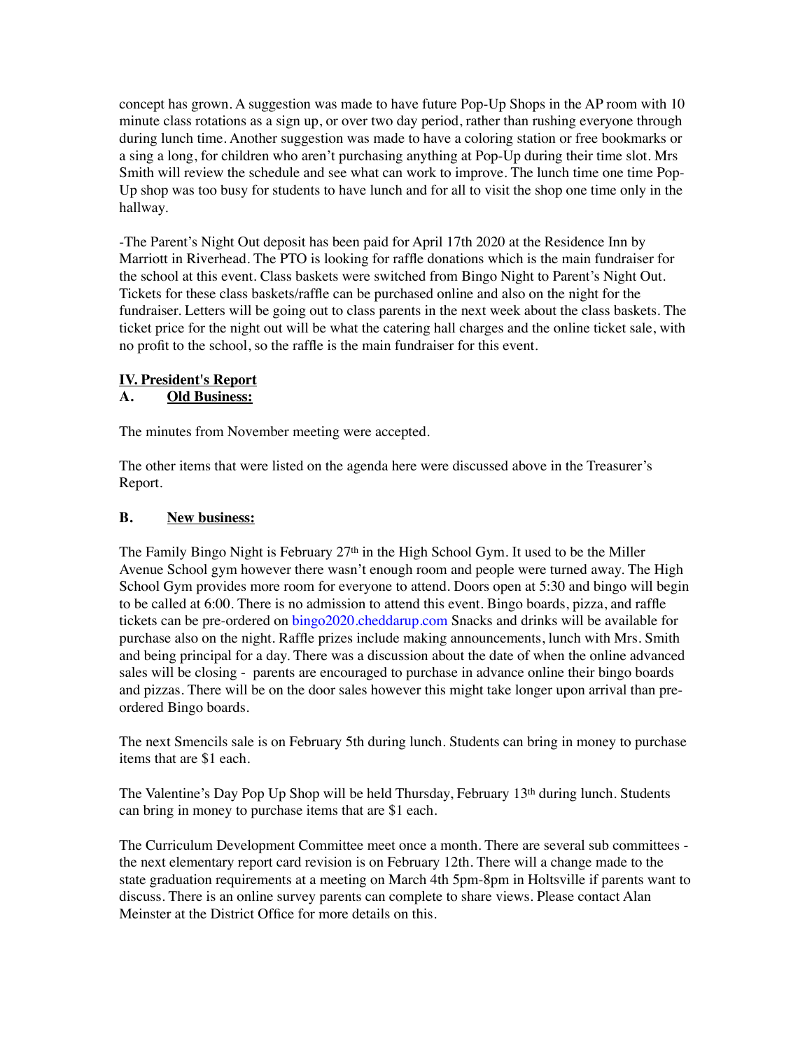concept has grown. A suggestion was made to have future Pop-Up Shops in the AP room with 10 minute class rotations as a sign up, or over two day period, rather than rushing everyone through during lunch time. Another suggestion was made to have a coloring station or free bookmarks or a sing a long, for children who aren't purchasing anything at Pop-Up during their time slot. Mrs Smith will review the schedule and see what can work to improve. The lunch time one time Pop-Up shop was too busy for students to have lunch and for all to visit the shop one time only in the hallway.

-The Parent's Night Out deposit has been paid for April 17th 2020 at the Residence Inn by Marriott in Riverhead. The PTO is looking for raffle donations which is the main fundraiser for the school at this event. Class baskets were switched from Bingo Night to Parent's Night Out. Tickets for these class baskets/raffle can be purchased online and also on the night for the fundraiser. Letters will be going out to class parents in the next week about the class baskets. The ticket price for the night out will be what the catering hall charges and the online ticket sale, with no profit to the school, so the raffle is the main fundraiser for this event.

## IV. President's Report

### A. Old Business:

The minutes from November meeting were accepted.

The other items that were listed on the agenda here were discussed above in the Treasurer's Report.

### B. New business:

The Family Bingo Night is February 27th in the High School Gym. It used to be the Miller Avenue School gym however there wasn't enough room and people were turned away. The High School Gym provides more room for everyone to attend. Doors open at 5:30 and bingo will begin to be called at 6:00. There is no admission to attend this event. Bingo boards, pizza, and raffle tickets can be pre-ordered on bingo2020.cheddarup.com Snacks and drinks will be available for purchase also on the night. Raffle prizes include making announcements, lunch with Mrs. Smith and being principal for a day. There was a discussion about the date of when the online advanced sales will be closing - parents are encouraged to purchase in advance online their bingo boards and pizzas. There will be on the door sales however this might take longer upon arrival than pre-ordered Bingo boards.

The next Smencils sale is on February 5th during lunch. Students can bring in money to purchase items that are $1 each.

The Valentine's Day Pop Up Shop will be held Thursday, February 13th during lunch. Students can bring in money to purchase items that are $1 each.

The Curriculum Development Committee meet once a month. There are several sub committees - the next elementary report card revision is on February 12th. There will a change made to the state graduation requirements at a meeting on March 4th 5pm-8pm in Holtsville if parents want to discuss. There is an online survey parents can complete to share views. Please contact Alan Meinster at the District Office for more details on this.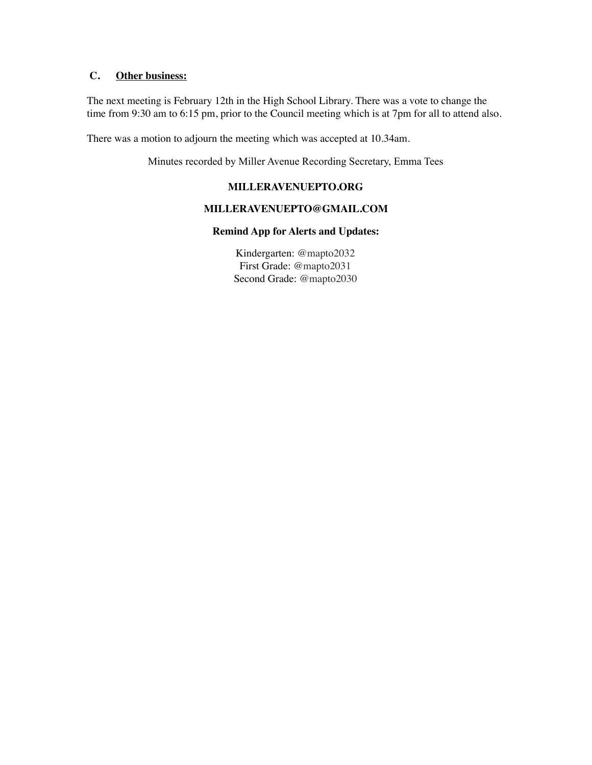### C. Other business:

The next meeting is February 12th in the High School Library. There was a vote to change the time from 9:30 am to 6:15 pm, prior to the Council meeting which is at 7pm for all to attend also.

There was a motion to adjourn the meeting which was accepted at 10.34am.

Minutes recorded by Miller Avenue Recording Secretary, Emma Tees

**MILLERAVENUEPTO.ORG**

**MILLERAVENUEPTO@GMAIL.COM**

**Remind App for Alerts and Updates:**

Kindergarten: @mapto2032
First Grade: @mapto2031
Second Grade: @mapto2030